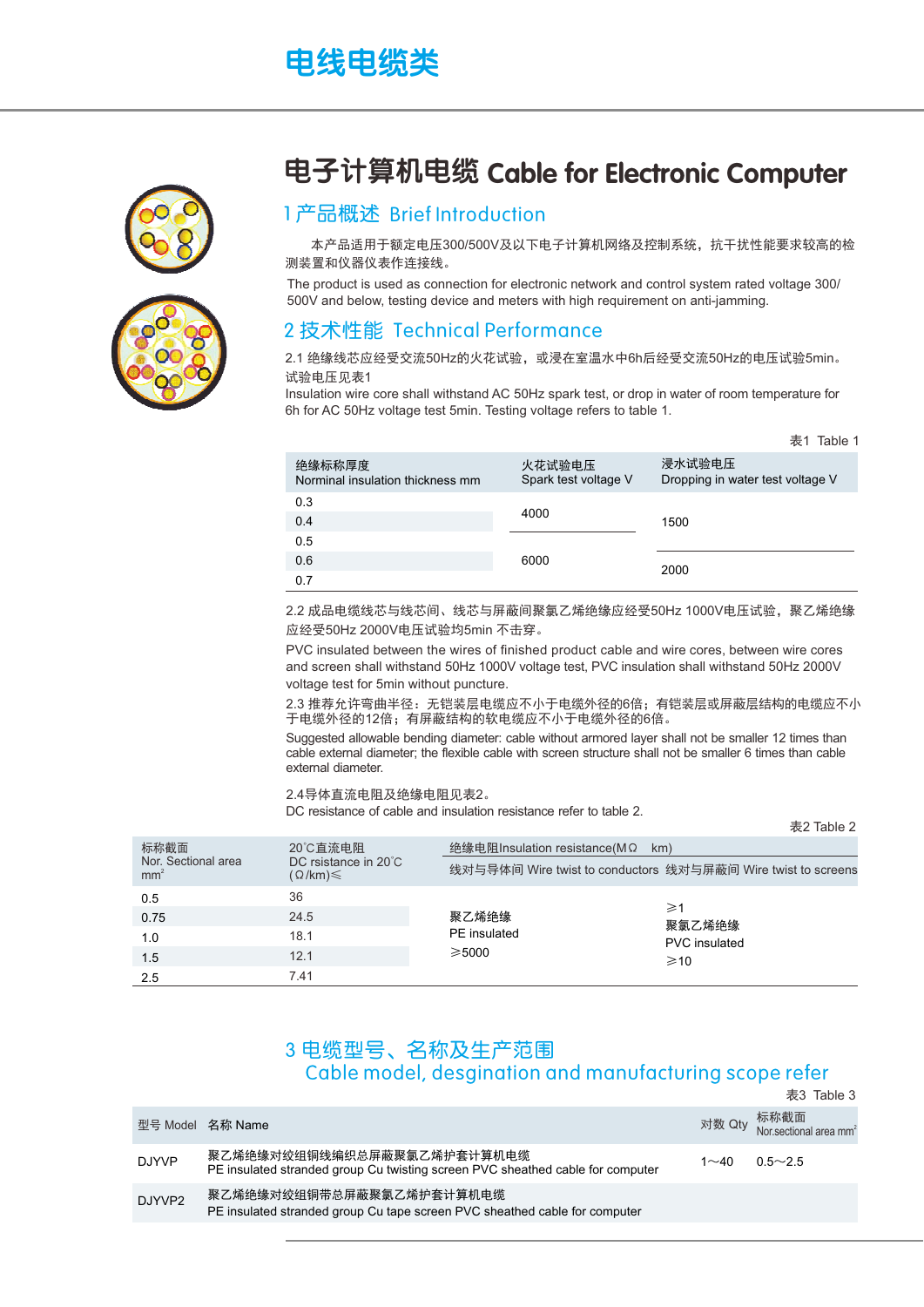# 电线电缆类

## 电子计算机电缆 Cable for Electronic Computer

### 1 产品概述 Brief Introduction

本产品适用于额定电压300/500V及以下电子计算机网络及控制系统，抗干扰性能要求较高的检测装置和仪器仪表作连接线。

The product is used as connection for electronic network and control system rated voltage 300/500V and below, testing device and meters with high requirement on anti-jamming.

### 2 技术性能 Technical Performance

2.1 绝缘线芯应经受交流50Hz的火花试验，或浸在室温水中6h后经受交流50Hz的电压试验5min。试验电压见表1

Insulation wire core shall withstand AC 50Hz spark test, or drop in water of room temperature for 6h for AC 50Hz voltage test 5min. Testing voltage refers to table 1.

表1 Table 1

| 绝缘标称厚度 Norminal insulation thickness mm | 火花试验电压 Spark test voltage V | 浸水试验电压 Dropping in water test voltage V |
|---|---|---|
| 0.3 | 4000 | 1500 |
| 0.4 | | |
| 0.5 | 6000 | |
| 0.6 | | 2000 |
| 0.7 | | |

2.2 成品电缆线芯与线芯间、线芯与屏蔽间聚氯乙烯绝缘应经受50Hz 1000V电压试验，聚乙烯绝缘应经受50Hz 2000V电压试验均5min 不击穿。

PVC insulated between the wires of finished product cable and wire cores, between wire cores and screen shall withstand 50Hz 1000V voltage test, PVC insulation shall withstand 50Hz 2000V voltage test for 5min without puncture.

2.3 推荐允许弯曲半径：无铠装层电缆应不小于电缆外径的6倍；有铠装层或屏蔽层结构的电缆应不小于电缆外径的12倍；有屏蔽结构的软电缆应不小于电缆外径的6倍。

Suggested allowable bending diameter: cable without armored layer shall not be smaller 12 times than cable external diameter; the flexible cable with screen structure shall not be smaller 6 times than cable external diameter.

2.4导体直流电阻及绝缘电阻见表2。

DC resistance of cable and insulation resistance refer to table 2.

表2 Table 2

| 标称截面 Nor. Sectional area $mm^2$ | 20℃直流电阻 DC rsistance in 20℃ (Ω/km)≤ | 绝缘电阻Insulation resistance(MΩ km) 线对与导体间 Wire twist to conductors | 线对与屏蔽间 Wire twist to screens |
|---|---|---|---|
| 0.5 | 36 | 聚乙烯绝缘 PE insulated ≥5000 | ≥1 聚氯乙烯绝缘 PVC insulated ≥10 |
| 0.75 | 24.5 | | |
| 1.0 | 18.1 | | |
| 1.5 | 12.1 | | |
| 2.5 | 7.41 | | |

### 3 电缆型号、名称及生产范围 Cable model, desgination and manufacturing scope refer

表3 Table 3

| 型号 Model | 名称 Name | 对数 Qty | 标称截面 Nor.sectional area $mm^2$ |
|---|---|---|---|
| DJYVP | 聚乙烯绝缘对绞组铜线编织总屏蔽聚氯乙烯护套计算机电缆 PE insulated stranded group Cu twisting screen PVC sheathed cable for computer | 1～40 | 0.5～2.5 |
| DJYVP2 | 聚乙烯绝缘对绞组铜带总屏蔽聚氯乙烯护套计算机电缆 PE insulated stranded group Cu tape screen PVC sheathed cable for computer | | |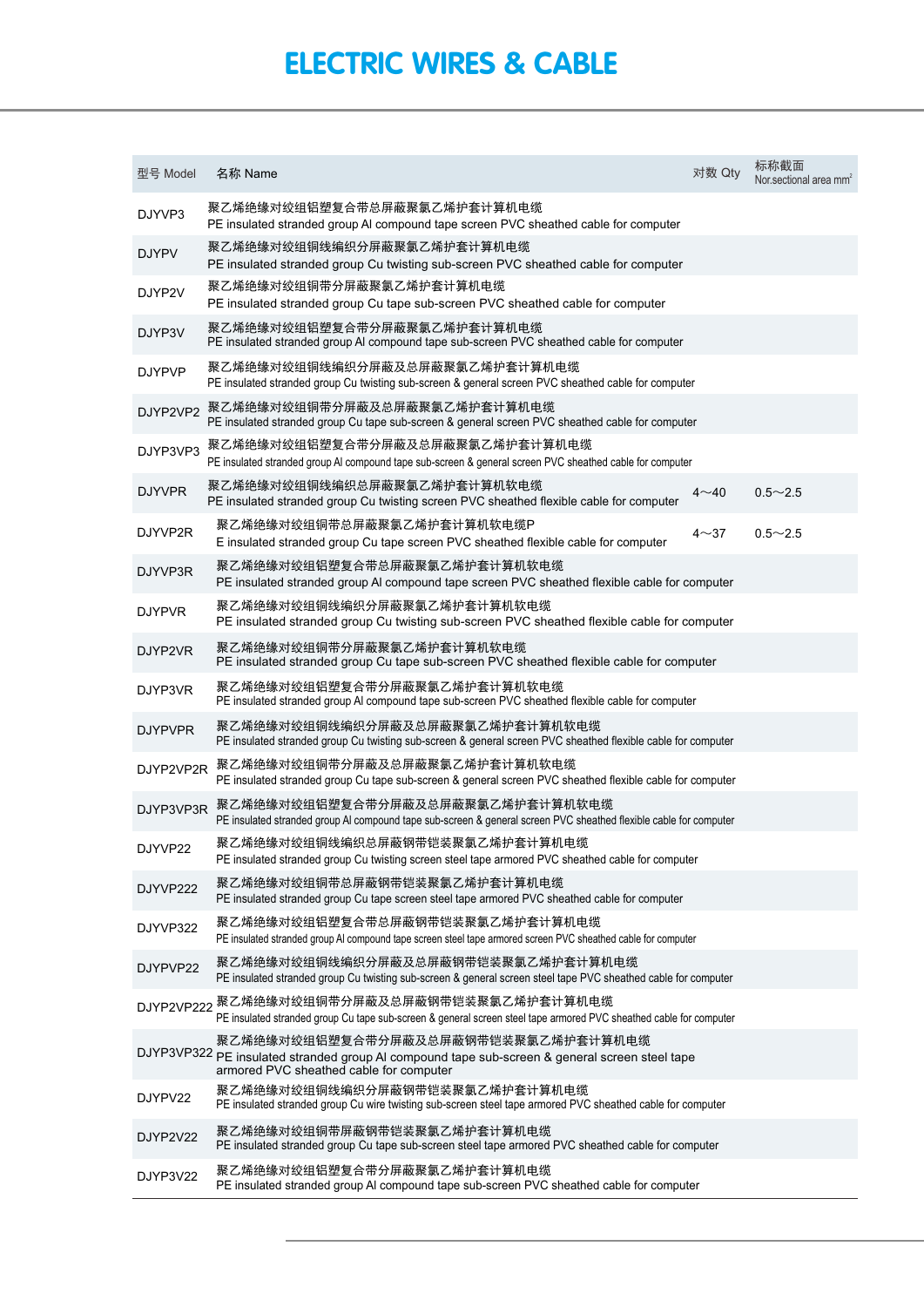# ELECTRIC WIRES & CABLE

| 型号 Model | 名称 Name | 对数 Qty | 标称截面 Nor.sectional area mm² |
|---|---|---|---|
| DJYVP3 | 聚乙烯绝缘对绞组铝塑复合带总屏蔽聚氯乙烯护套计算机电缆<br>PE insulated stranded group Al compound tape screen PVC sheathed cable for computer | | |
| DJYPV | 聚乙烯绝缘对绞组铜线编织分屏蔽聚氯乙烯护套计算机电缆<br>PE insulated stranded group Cu twisting sub-screen PVC sheathed cable for computer | | |
| DJYP2V | 聚乙烯绝缘对绞组铜带分屏蔽聚氯乙烯护套计算机电缆<br>PE insulated stranded group Cu tape sub-screen PVC sheathed cable for computer | | |
| DJYP3V | 聚乙烯绝缘对绞组铝塑复合带分屏蔽聚氯乙烯护套计算机电缆<br>PE insulated stranded group Al compound tape sub-screen PVC sheathed cable for computer | | |
| DJYPVP | 聚乙烯绝缘对绞组铜线编织分屏蔽及总屏蔽聚氯乙烯护套计算机电缆<br>PE insulated stranded group Cu twisting sub-screen & general screen PVC sheathed cable for computer | | |
| DJYP2VP2 | 聚乙烯绝缘对绞组铜带分屏蔽及总屏蔽聚氯乙烯护套计算机电缆<br>PE insulated stranded group Cu tape sub-screen & general screen PVC sheathed cable for computer | | |
| DJYP3VP3 | 聚乙烯绝缘对绞组铝塑复合带分屏蔽及总屏蔽聚氯乙烯护套计算机电缆<br>PE insulated stranded group Al compound tape sub-screen & general screen PVC sheathed cable for computer | | |
| DJYVPR | 聚乙烯绝缘对绞组铜线编织总屏蔽聚氯乙烯护套计算机软电缆<br>PE insulated stranded group Cu twisting screen PVC sheathed flexible cable for computer | 4～40 | 0.5～2.5 |
| DJYVP2R | 聚乙烯绝缘对绞组铜带总屏蔽聚氯乙烯护套计算机软电缆P<br>E insulated stranded group Cu tape screen PVC sheathed flexible cable for computer | 4～37 | 0.5～2.5 |
| DJYVP3R | 聚乙烯绝缘对绞组铝塑复合带总屏蔽聚氯乙烯护套计算机软电缆<br>PE insulated stranded group Al compound tape screen PVC sheathed flexible cable for computer | | |
| DJYPVR | 聚乙烯绝缘对绞组铜线编织分屏蔽聚氯乙烯护套计算机软电缆<br>PE insulated stranded group Cu twisting sub-screen PVC sheathed flexible cable for computer | | |
| DJYP2VR | 聚乙烯绝缘对绞组铜带分屏蔽聚氯乙烯护套计算机软电缆<br>PE insulated stranded group Cu tape sub-screen PVC sheathed flexible cable for computer | | |
| DJYP3VR | 聚乙烯绝缘对绞组铝塑复合带分屏蔽聚氯乙烯护套计算机软电缆<br>PE insulated stranded group Al compound tape sub-screen PVC sheathed flexible cable for computer | | |
| DJYPVPR | 聚乙烯绝缘对绞组铜线编织分屏蔽及总屏蔽聚氯乙烯护套计算机软电缆<br>PE insulated stranded group Cu twisting sub-screen & general screen PVC sheathed flexible cable for computer | | |
| DJYP2VP2R | 聚乙烯绝缘对绞组铜带分屏蔽及总屏蔽聚氯乙烯护套计算机软电缆<br>PE insulated stranded group Cu tape sub-screen & general screen PVC sheathed flexible cable for computer | | |
| DJYP3VP3R | 聚乙烯绝缘对绞组铝塑复合带分屏蔽及总屏蔽聚氯乙烯护套计算机软电缆<br>PE insulated stranded group Al compound tape sub-screen & general screen PVC sheathed flexible cable for computer | | |
| DJYVP22 | 聚乙烯绝缘对绞组铜线编织总屏蔽钢带铠装聚氯乙烯护套计算机电缆<br>PE insulated stranded group Cu twisting screen steel tape armored PVC sheathed cable for computer | | |
| DJYVP222 | 聚乙烯绝缘对绞组铜带总屏蔽钢带铠装聚氯乙烯护套计算机电缆<br>PE insulated stranded group Cu tape screen steel tape armored PVC sheathed cable for computer | | |
| DJYVP322 | 聚乙烯绝缘对绞组铝塑复合带总屏蔽钢带铠装聚氯乙烯护套计算机电缆<br>PE insulated stranded group Al compound tape screen steel tape armored screen PVC sheathed cable for computer | | |
| DJYPVP22 | 聚乙烯绝缘对绞组铜线编织分屏蔽及总屏蔽钢带铠装聚氯乙烯护套计算机电缆<br>PE insulated stranded group Cu twisting sub-screen & general screen steel tape PVC sheathed cable for computer | | |
| DJYP2VP222 | 聚乙烯绝缘对绞组铜带分屏蔽及总屏蔽钢带铠装聚氯乙烯护套计算机电缆<br>PE insulated stranded group Cu tape sub-screen & general screen steel tape armored PVC sheathed cable for computer | | |
| DJYP3VP322 | 聚乙烯绝缘对绞组铝塑复合带分屏蔽及总屏蔽钢带铠装聚氯乙烯护套计算机电缆<br>PE insulated stranded group Al compound tape sub-screen & general screen steel tape armored PVC sheathed cable for computer | | |
| DJYPV22 | 聚乙烯绝缘对绞组铜线编织分屏蔽钢带铠装聚氯乙烯护套计算机电缆<br>PE insulated stranded group Cu wire twisting sub-screen steel tape armored PVC sheathed cable for computer | | |
| DJYP2V22 | 聚乙烯绝缘对绞组铜带屏蔽钢带铠装聚氯乙烯护套计算机电缆<br>PE insulated stranded group Cu tape sub-screen steel tape armored PVC sheathed cable for computer | | |
| DJYP3V22 | 聚乙烯绝缘对绞组铝塑复合带分屏蔽聚氯乙烯护套计算机电缆<br>PE insulated stranded group Al compound tape sub-screen PVC sheathed cable for computer | | |